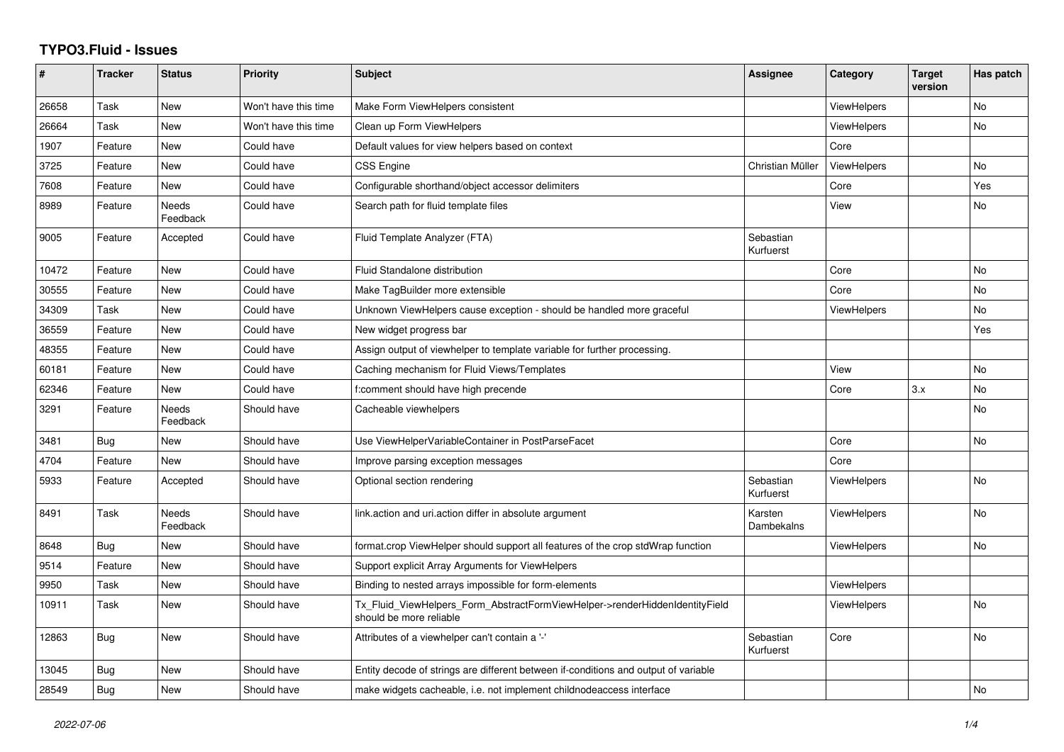# TYPO3.Fluid - Issues

| # | Tracker | Status | Priority | Subject | Assignee | Category | Target version | Has patch |
|---|---|---|---|---|---|---|---|---|
| 26658 | Task | New | Won't have this time | Make Form ViewHelpers consistent | | ViewHelpers | | No |
| 26664 | Task | New | Won't have this time | Clean up Form ViewHelpers | | ViewHelpers | | No |
| 1907 | Feature | New | Could have | Default values for view helpers based on context | | Core | | |
| 3725 | Feature | New | Could have | CSS Engine | Christian Müller | ViewHelpers | | No |
| 7608 | Feature | New | Could have | Configurable shorthand/object accessor delimiters | | Core | | Yes |
| 8989 | Feature | Needs Feedback | Could have | Search path for fluid template files | | View | | No |
| 9005 | Feature | Accepted | Could have | Fluid Template Analyzer (FTA) | Sebastian Kurfuerst | | | |
| 10472 | Feature | New | Could have | Fluid Standalone distribution | | Core | | No |
| 30555 | Feature | New | Could have | Make TagBuilder more extensible | | Core | | No |
| 34309 | Task | New | Could have | Unknown ViewHelpers cause exception - should be handled more graceful | | ViewHelpers | | No |
| 36559 | Feature | New | Could have | New widget progress bar | | | | Yes |
| 48355 | Feature | New | Could have | Assign output of viewhelper to template variable for further processing. | | | | |
| 60181 | Feature | New | Could have | Caching mechanism for Fluid Views/Templates | | View | | No |
| 62346 | Feature | New | Could have | f:comment should have high precende | | Core | 3.x | No |
| 3291 | Feature | Needs Feedback | Should have | Cacheable viewhelpers | | | | No |
| 3481 | Bug | New | Should have | Use ViewHelperVariableContainer in PostParseFacet | | Core | | No |
| 4704 | Feature | New | Should have | Improve parsing exception messages | | Core | | |
| 5933 | Feature | Accepted | Should have | Optional section rendering | Sebastian Kurfuerst | ViewHelpers | | No |
| 8491 | Task | Needs Feedback | Should have | link.action and uri.action differ in absolute argument | Karsten Dambekalns | ViewHelpers | | No |
| 8648 | Bug | New | Should have | format.crop ViewHelper should support all features of the crop stdWrap function | | ViewHelpers | | No |
| 9514 | Feature | New | Should have | Support explicit Array Arguments for ViewHelpers | | | | |
| 9950 | Task | New | Should have | Binding to nested arrays impossible for form-elements | | ViewHelpers | | |
| 10911 | Task | New | Should have | Tx_Fluid_ViewHelpers_Form_AbstractFormViewHelper->renderHiddenIdentityField should be more reliable | | ViewHelpers | | No |
| 12863 | Bug | New | Should have | Attributes of a viewhelper can't contain a '-' | Sebastian Kurfuerst | Core | | No |
| 13045 | Bug | New | Should have | Entity decode of strings are different between if-conditions and output of variable | | | | |
| 28549 | Bug | New | Should have | make widgets cacheable, i.e. not implement childnodeaccess interface | | | | No |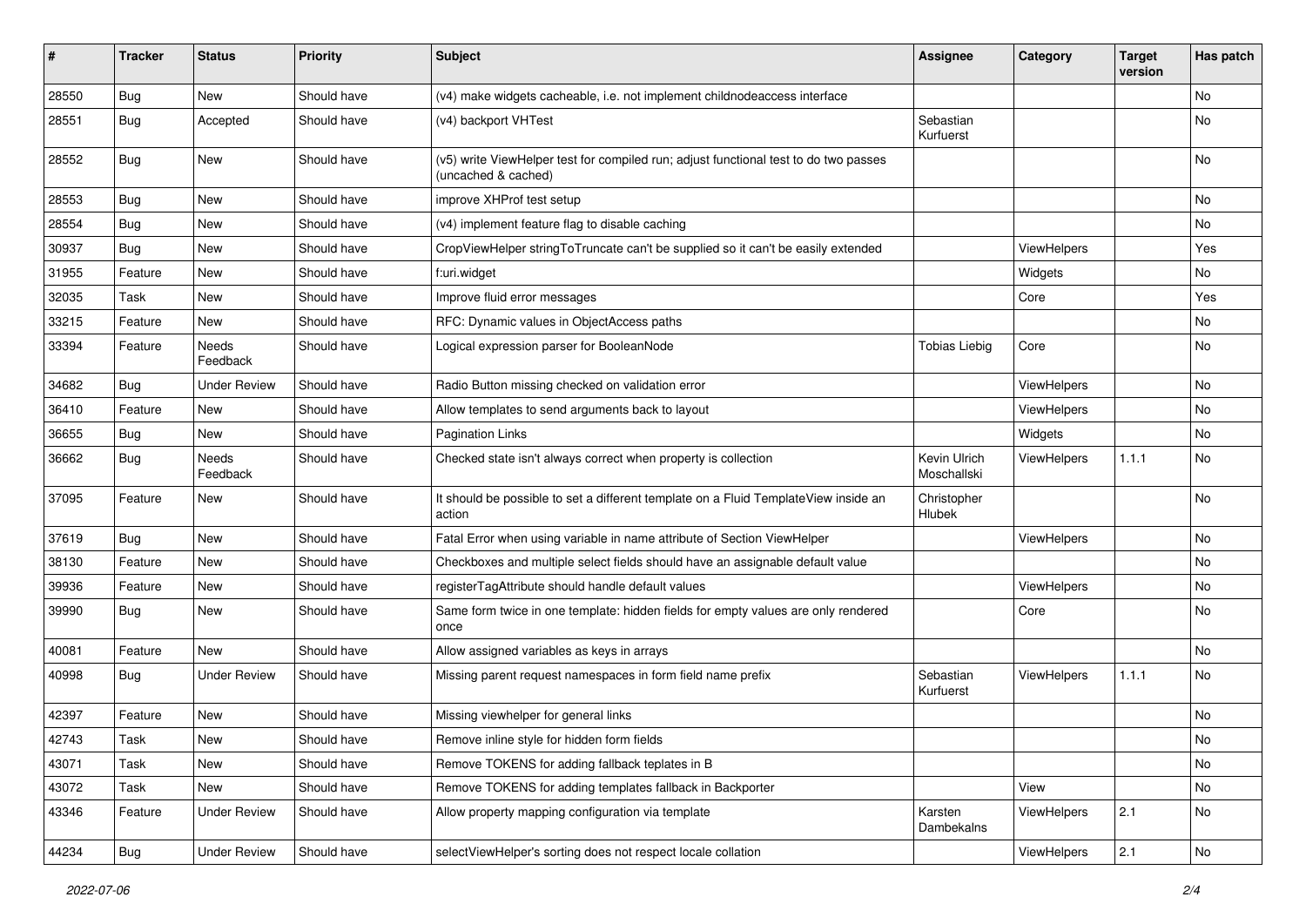| # | Tracker | Status | Priority | Subject | Assignee | Category | Target version | Has patch |
|---|---|---|---|---|---|---|---|---|
| 28550 | Bug | New | Should have | (v4) make widgets cacheable, i.e. not implement childnodeaccess interface | | | | No |
| 28551 | Bug | Accepted | Should have | (v4) backport VHTest | Sebastian Kurfuerst | | | No |
| 28552 | Bug | New | Should have | (v5) write ViewHelper test for compiled run; adjust functional test to do two passes (uncached & cached) | | | | No |
| 28553 | Bug | New | Should have | improve XHProf test setup | | | | No |
| 28554 | Bug | New | Should have | (v4) implement feature flag to disable caching | | | | No |
| 30937 | Bug | New | Should have | CropViewHelper stringToTruncate can't be supplied so it can't be easily extended | | ViewHelpers | | Yes |
| 31955 | Feature | New | Should have | f:uri.widget | | Widgets | | No |
| 32035 | Task | New | Should have | Improve fluid error messages | | Core | | Yes |
| 33215 | Feature | New | Should have | RFC: Dynamic values in ObjectAccess paths | | | | No |
| 33394 | Feature | Needs Feedback | Should have | Logical expression parser for BooleanNode | Tobias Liebig | Core | | No |
| 34682 | Bug | Under Review | Should have | Radio Button missing checked on validation error | | ViewHelpers | | No |
| 36410 | Feature | New | Should have | Allow templates to send arguments back to layout | | ViewHelpers | | No |
| 36655 | Bug | New | Should have | Pagination Links | | Widgets | | No |
| 36662 | Bug | Needs Feedback | Should have | Checked state isn't always correct when property is collection | Kevin Ulrich Moschallski | ViewHelpers | 1.1.1 | No |
| 37095 | Feature | New | Should have | It should be possible to set a different template on a Fluid TemplateView inside an action | Christopher Hlubek | | | No |
| 37619 | Bug | New | Should have | Fatal Error when using variable in name attribute of Section ViewHelper | | ViewHelpers | | No |
| 38130 | Feature | New | Should have | Checkboxes and multiple select fields should have an assignable default value | | | | No |
| 39936 | Feature | New | Should have | registerTagAttribute should handle default values | | ViewHelpers | | No |
| 39990 | Bug | New | Should have | Same form twice in one template: hidden fields for empty values are only rendered once | | Core | | No |
| 40081 | Feature | New | Should have | Allow assigned variables as keys in arrays | | | | No |
| 40998 | Bug | Under Review | Should have | Missing parent request namespaces in form field name prefix | Sebastian Kurfuerst | ViewHelpers | 1.1.1 | No |
| 42397 | Feature | New | Should have | Missing viewhelper for general links | | | | No |
| 42743 | Task | New | Should have | Remove inline style for hidden form fields | | | | No |
| 43071 | Task | New | Should have | Remove TOKENS for adding fallback teplates in B | | | | No |
| 43072 | Task | New | Should have | Remove TOKENS for adding templates fallback in Backporter | | View | | No |
| 43346 | Feature | Under Review | Should have | Allow property mapping configuration via template | Karsten Dambekalns | ViewHelpers | 2.1 | No |
| 44234 | Bug | Under Review | Should have | selectViewHelper's sorting does not respect locale collation | | ViewHelpers | 2.1 | No |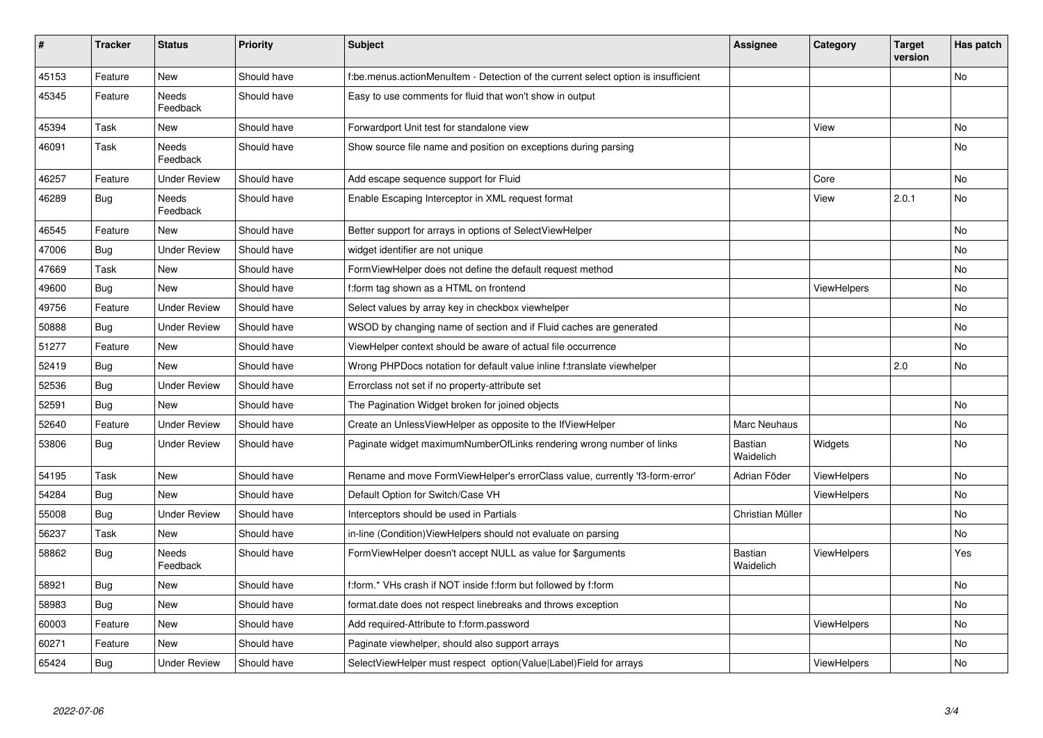| # | Tracker | Status | Priority | Subject | Assignee | Category | Target version | Has patch |
|---|---|---|---|---|---|---|---|---|
| 45153 | Feature | New | Should have | f:be.menus.actionMenuItem - Detection of the current select option is insufficient | | | | No |
| 45345 | Feature | Needs Feedback | Should have | Easy to use comments for fluid that won't show in output | | | | |
| 45394 | Task | New | Should have | Forwardport Unit test for standalone view | | View | | No |
| 46091 | Task | Needs Feedback | Should have | Show source file name and position on exceptions during parsing | | | | No |
| 46257 | Feature | Under Review | Should have | Add escape sequence support for Fluid | | Core | | No |
| 46289 | Bug | Needs Feedback | Should have | Enable Escaping Interceptor in XML request format | | View | 2.0.1 | No |
| 46545 | Feature | New | Should have | Better support for arrays in options of SelectViewHelper | | | | No |
| 47006 | Bug | Under Review | Should have | widget identifier are not unique | | | | No |
| 47669 | Task | New | Should have | FormViewHelper does not define the default request method | | | | No |
| 49600 | Bug | New | Should have | f:form tag shown as a HTML on frontend | | ViewHelpers | | No |
| 49756 | Feature | Under Review | Should have | Select values by array key in checkbox viewhelper | | | | No |
| 50888 | Bug | Under Review | Should have | WSOD by changing name of section and if Fluid caches are generated | | | | No |
| 51277 | Feature | New | Should have | ViewHelper context should be aware of actual file occurrence | | | | No |
| 52419 | Bug | New | Should have | Wrong PHPDocs notation for default value inline f:translate viewhelper | | | 2.0 | No |
| 52536 | Bug | Under Review | Should have | Errorclass not set if no property-attribute set | | | | |
| 52591 | Bug | New | Should have | The Pagination Widget broken for joined objects | | | | No |
| 52640 | Feature | Under Review | Should have | Create an UnlessViewHelper as opposite to the IfViewHelper | Marc Neuhaus | | | No |
| 53806 | Bug | Under Review | Should have | Paginate widget maximumNumberOfLinks rendering wrong number of links | Bastian Waidelich | Widgets | | No |
| 54195 | Task | New | Should have | Rename and move FormViewHelper's errorClass value, currently 'f3-form-error' | Adrian Föder | ViewHelpers | | No |
| 54284 | Bug | New | Should have | Default Option for Switch/Case VH | | ViewHelpers | | No |
| 55008 | Bug | Under Review | Should have | Interceptors should be used in Partials | Christian Müller | | | No |
| 56237 | Task | New | Should have | in-line (Condition)ViewHelpers should not evaluate on parsing | | | | No |
| 58862 | Bug | Needs Feedback | Should have | FormViewHelper doesn't accept NULL as value for $arguments | Bastian Waidelich | ViewHelpers | | Yes |
| 58921 | Bug | New | Should have | f:form.* VHs crash if NOT inside f:form but followed by f:form | | | | No |
| 58983 | Bug | New | Should have | format.date does not respect linebreaks and throws exception | | | | No |
| 60003 | Feature | New | Should have | Add required-Attribute to f:form.password | | ViewHelpers | | No |
| 60271 | Feature | New | Should have | Paginate viewhelper, should also support arrays | | | | No |
| 65424 | Bug | Under Review | Should have | SelectViewHelper must respect option(Value\|Label)Field for arrays | | ViewHelpers | | No |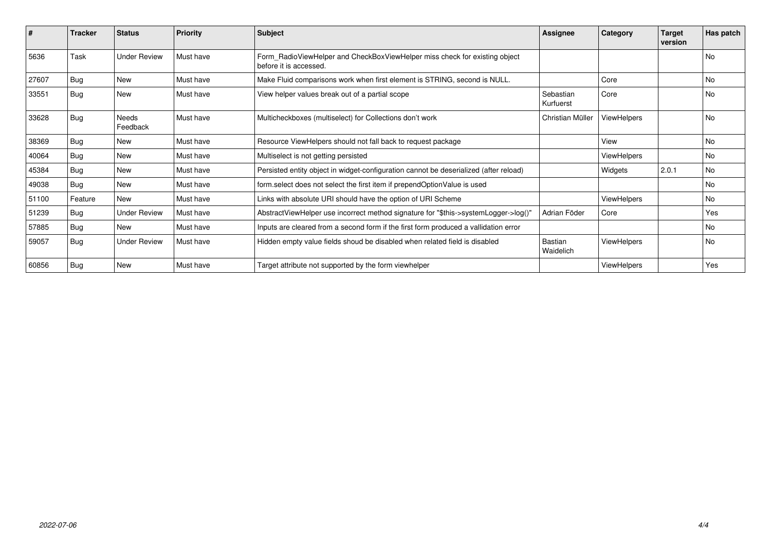| # | Tracker | Status | Priority | Subject | Assignee | Category | Target version | Has patch |
|---|---|---|---|---|---|---|---|---|
| 5636 | Task | Under Review | Must have | Form_RadioViewHelper and CheckBoxViewHelper miss check for existing object before it is accessed. | | | | No |
| 27607 | Bug | New | Must have | Make Fluid comparisons work when first element is STRING, second is NULL. | | Core | | No |
| 33551 | Bug | New | Must have | View helper values break out of a partial scope | Sebastian Kurfuerst | Core | | No |
| 33628 | Bug | Needs Feedback | Must have | Multicheckboxes (multiselect) for Collections don't work | Christian Müller | ViewHelpers | | No |
| 38369 | Bug | New | Must have | Resource ViewHelpers should not fall back to request package | | View | | No |
| 40064 | Bug | New | Must have | Multiselect is not getting persisted | | ViewHelpers | | No |
| 45384 | Bug | New | Must have | Persisted entity object in widget-configuration cannot be deserialized (after reload) | | Widgets | 2.0.1 | No |
| 49038 | Bug | New | Must have | form.select does not select the first item if prependOptionValue is used | | | | No |
| 51100 | Feature | New | Must have | Links with absolute URI should have the option of URI Scheme | | ViewHelpers | | No |
| 51239 | Bug | Under Review | Must have | AbstractViewHelper use incorrect method signature for "$this->systemLogger->log()" | Adrian Föder | Core | | Yes |
| 57885 | Bug | New | Must have | Inputs are cleared from a second form if the first form produced a vallidation error | | | | No |
| 59057 | Bug | Under Review | Must have | Hidden empty value fields shoud be disabled when related field is disabled | Bastian Waidelich | ViewHelpers | | No |
| 60856 | Bug | New | Must have | Target attribute not supported by the form viewhelper | | ViewHelpers | | Yes |

*2022-07-06*